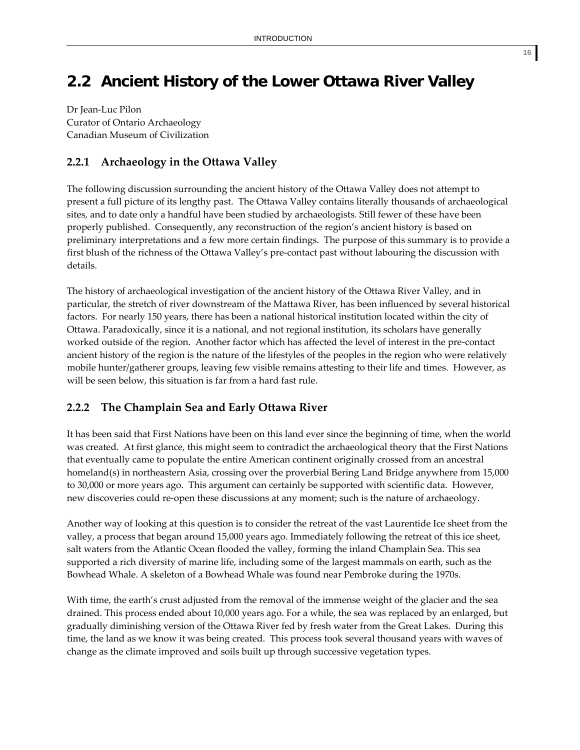# 2.2 Ancient History of the Lower Ottawa River Valley

Dr Jean-Luc Pilon
Curator of Ontario Archaeology
Canadian Museum of Civilization

## 2.2.1 Archaeology in the Ottawa Valley

The following discussion surrounding the ancient history of the Ottawa Valley does not attempt to present a full picture of its lengthy past. The Ottawa Valley contains literally thousands of archaeological sites, and to date only a handful have been studied by archaeologists. Still fewer of these have been properly published. Consequently, any reconstruction of the region's ancient history is based on preliminary interpretations and a few more certain findings. The purpose of this summary is to provide a first blush of the richness of the Ottawa Valley's pre-contact past without labouring the discussion with details.

The history of archaeological investigation of the ancient history of the Ottawa River Valley, and in particular, the stretch of river downstream of the Mattawa River, has been influenced by several historical factors. For nearly 150 years, there has been a national historical institution located within the city of Ottawa. Paradoxically, since it is a national, and not regional institution, its scholars have generally worked outside of the region. Another factor which has affected the level of interest in the pre-contact ancient history of the region is the nature of the lifestyles of the peoples in the region who were relatively mobile hunter/gatherer groups, leaving few visible remains attesting to their life and times. However, as will be seen below, this situation is far from a hard fast rule.

## 2.2.2 The Champlain Sea and Early Ottawa River

It has been said that First Nations have been on this land ever since the beginning of time, when the world was created. At first glance, this might seem to contradict the archaeological theory that the First Nations that eventually came to populate the entire American continent originally crossed from an ancestral homeland(s) in northeastern Asia, crossing over the proverbial Bering Land Bridge anywhere from 15,000 to 30,000 or more years ago. This argument can certainly be supported with scientific data. However, new discoveries could re-open these discussions at any moment; such is the nature of archaeology.

Another way of looking at this question is to consider the retreat of the vast Laurentide Ice sheet from the valley, a process that began around 15,000 years ago. Immediately following the retreat of this ice sheet, salt waters from the Atlantic Ocean flooded the valley, forming the inland Champlain Sea. This sea supported a rich diversity of marine life, including some of the largest mammals on earth, such as the Bowhead Whale. A skeleton of a Bowhead Whale was found near Pembroke during the 1970s.

With time, the earth's crust adjusted from the removal of the immense weight of the glacier and the sea drained. This process ended about 10,000 years ago. For a while, the sea was replaced by an enlarged, but gradually diminishing version of the Ottawa River fed by fresh water from the Great Lakes. During this time, the land as we know it was being created. This process took several thousand years with waves of change as the climate improved and soils built up through successive vegetation types.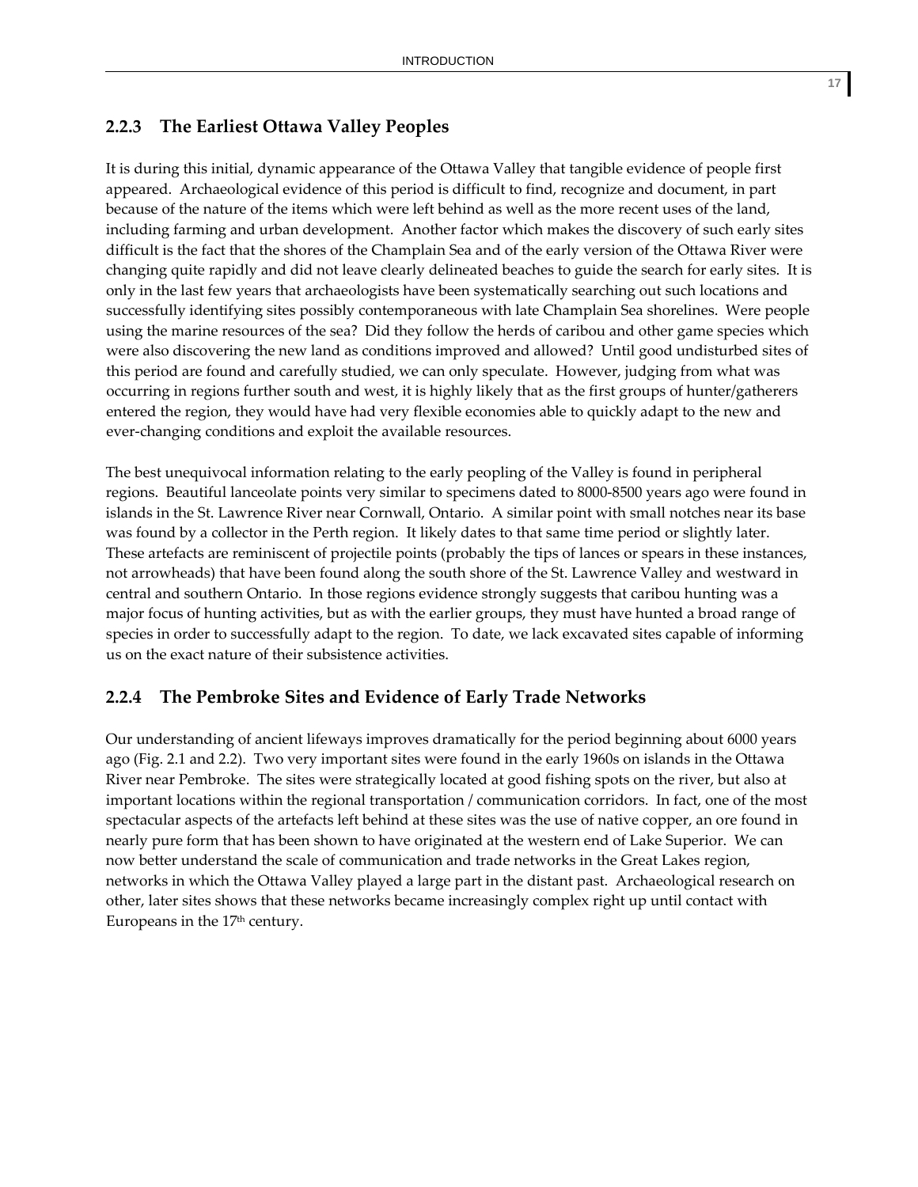### 2.2.3 The Earliest Ottawa Valley Peoples

It is during this initial, dynamic appearance of the Ottawa Valley that tangible evidence of people first appeared. Archaeological evidence of this period is difficult to find, recognize and document, in part because of the nature of the items which were left behind as well as the more recent uses of the land, including farming and urban development. Another factor which makes the discovery of such early sites difficult is the fact that the shores of the Champlain Sea and of the early version of the Ottawa River were changing quite rapidly and did not leave clearly delineated beaches to guide the search for early sites. It is only in the last few years that archaeologists have been systematically searching out such locations and successfully identifying sites possibly contemporaneous with late Champlain Sea shorelines. Were people using the marine resources of the sea? Did they follow the herds of caribou and other game species which were also discovering the new land as conditions improved and allowed? Until good undisturbed sites of this period are found and carefully studied, we can only speculate. However, judging from what was occurring in regions further south and west, it is highly likely that as the first groups of hunter/gatherers entered the region, they would have had very flexible economies able to quickly adapt to the new and ever-changing conditions and exploit the available resources.

The best unequivocal information relating to the early peopling of the Valley is found in peripheral regions. Beautiful lanceolate points very similar to specimens dated to 8000-8500 years ago were found in islands in the St. Lawrence River near Cornwall, Ontario. A similar point with small notches near its base was found by a collector in the Perth region. It likely dates to that same time period or slightly later. These artefacts are reminiscent of projectile points (probably the tips of lances or spears in these instances, not arrowheads) that have been found along the south shore of the St. Lawrence Valley and westward in central and southern Ontario. In those regions evidence strongly suggests that caribou hunting was a major focus of hunting activities, but as with the earlier groups, they must have hunted a broad range of species in order to successfully adapt to the region. To date, we lack excavated sites capable of informing us on the exact nature of their subsistence activities.

### 2.2.4 The Pembroke Sites and Evidence of Early Trade Networks

Our understanding of ancient lifeways improves dramatically for the period beginning about 6000 years ago (Fig. 2.1 and 2.2). Two very important sites were found in the early 1960s on islands in the Ottawa River near Pembroke. The sites were strategically located at good fishing spots on the river, but also at important locations within the regional transportation / communication corridors. In fact, one of the most spectacular aspects of the artefacts left behind at these sites was the use of native copper, an ore found in nearly pure form that has been shown to have originated at the western end of Lake Superior. We can now better understand the scale of communication and trade networks in the Great Lakes region, networks in which the Ottawa Valley played a large part in the distant past. Archaeological research on other, later sites shows that these networks became increasingly complex right up until contact with Europeans in the 17th century.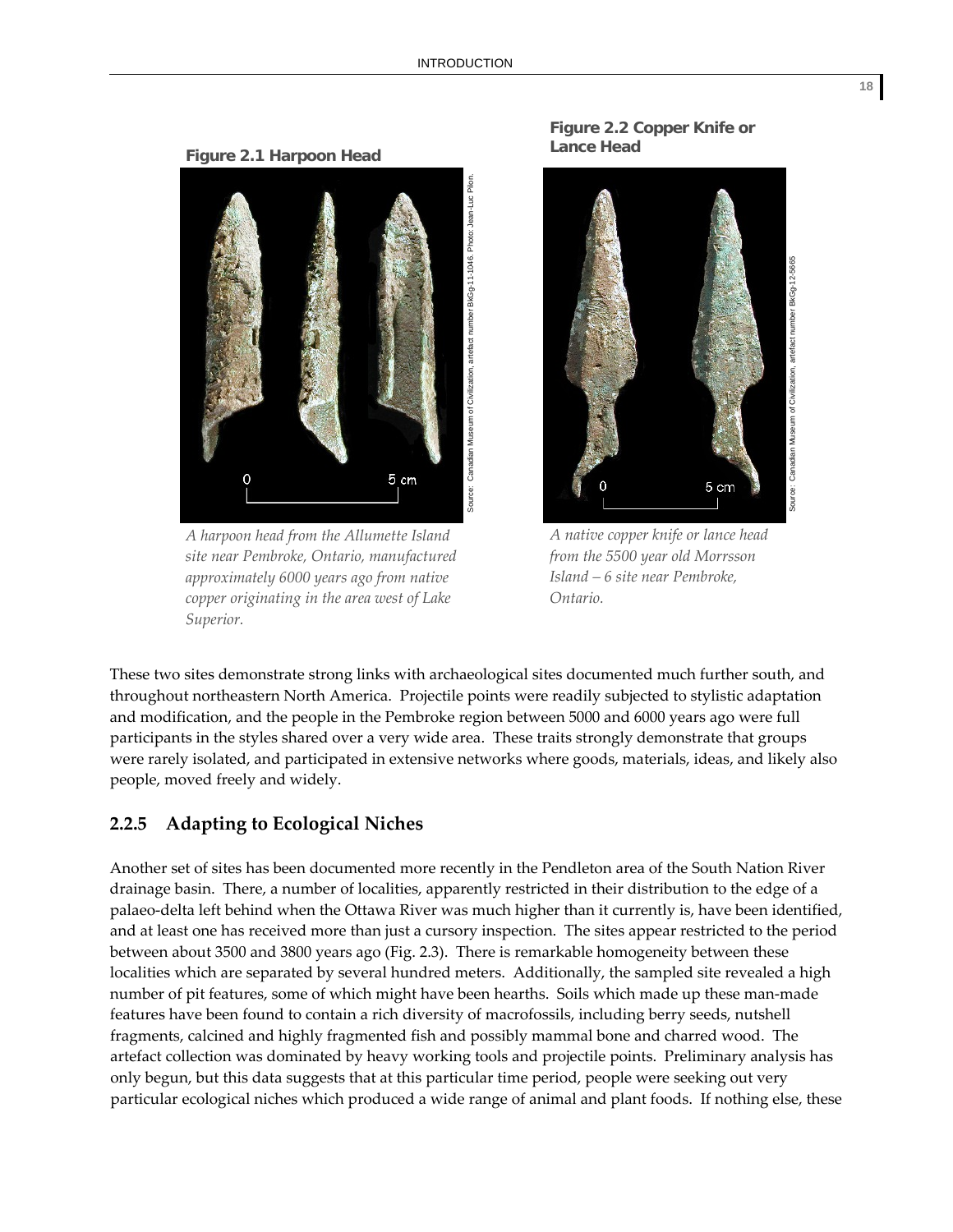**Figure 2.1 Harpoon Head**

*A harpoon head from the Allumette Island site near Pembroke, Ontario, manufactured approximately 6000 years ago from native copper originating in the area west of Lake Superior.*

Source: Canadian Museum of Civilization, artefact number BkGg-11-1046. Photo: Jean-Luc Pilon.

**Figure 2.2 Copper Knife or Lance Head**

*A native copper knife or lance head from the 5500 year old Morrsson Island – 6 site near Pembroke, Ontario.*

Source: Canadian Museum of Civilization, artefact number BkGg-12-5665

These two sites demonstrate strong links with archaeological sites documented much further south, and throughout northeastern North America. Projectile points were readily subjected to stylistic adaptation and modification, and the people in the Pembroke region between 5000 and 6000 years ago were full participants in the styles shared over a very wide area. These traits strongly demonstrate that groups were rarely isolated, and participated in extensive networks where goods, materials, ideas, and likely also people, moved freely and widely.

### 2.2.5 Adapting to Ecological Niches

Another set of sites has been documented more recently in the Pendleton area of the South Nation River drainage basin. There, a number of localities, apparently restricted in their distribution to the edge of a palaeo-delta left behind when the Ottawa River was much higher than it currently is, have been identified, and at least one has received more than just a cursory inspection. The sites appear restricted to the period between about 3500 and 3800 years ago (Fig. 2.3). There is remarkable homogeneity between these localities which are separated by several hundred meters. Additionally, the sampled site revealed a high number of pit features, some of which might have been hearths. Soils which made up these man-made features have been found to contain a rich diversity of macrofossils, including berry seeds, nutshell fragments, calcined and highly fragmented fish and possibly mammal bone and charred wood. The artefact collection was dominated by heavy working tools and projectile points. Preliminary analysis has only begun, but this data suggests that at this particular time period, people were seeking out very particular ecological niches which produced a wide range of animal and plant foods. If nothing else, these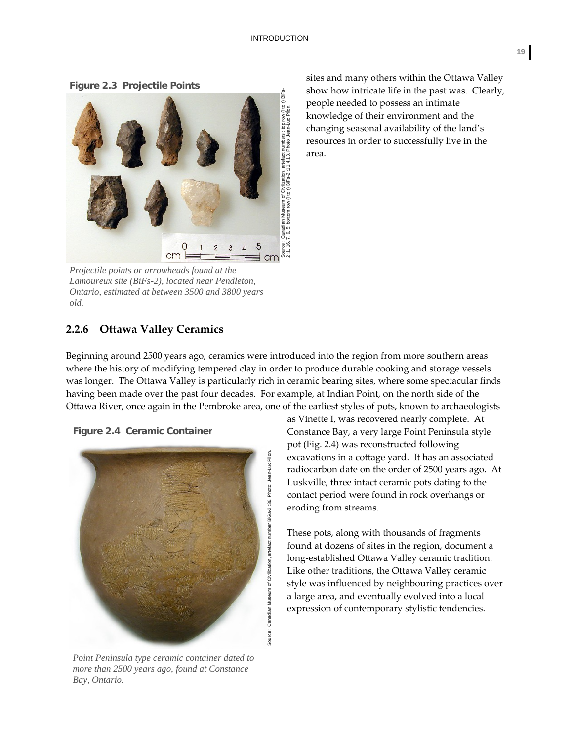**Figure 2.3 Projectile Points**

Source : Canadian Museum of Civilization, artefact numbers : top row (l to r) BiFs-2:1,16, 7, 9, 5, bottom row (l to r) BiFs-2:11,4,13. Photo: Jean-Luc Pilon.

*Projectile points or arrowheads found at the Lamoureux site (BiFs-2), located near Pendleton, Ontario, estimated at between 3500 and 3800 years old.*

sites and many others within the Ottawa Valley show how intricate life in the past was. Clearly, people needed to possess an intimate knowledge of their environment and the changing seasonal availability of the land's resources in order to successfully live in the area.

### 2.2.6 Ottawa Valley Ceramics

Beginning around 2500 years ago, ceramics were introduced into the region from more southern areas where the history of modifying tempered clay in order to produce durable cooking and storage vessels was longer. The Ottawa Valley is particularly rich in ceramic bearing sites, where some spectacular finds having been made over the past four decades. For example, at Indian Point, on the north side of the Ottawa River, once again in the Pembroke area, one of the earliest styles of pots, known to archaeologists as Vinette I, was recovered nearly complete. At Constance Bay, a very large Point Peninsula style pot (Fig. 2.4) was reconstructed following excavations in a cottage yard. It has an associated radiocarbon date on the order of 2500 years ago. At Luskville, three intact ceramic pots dating to the contact period were found in rock overhangs or eroding from streams.

**Figure 2.4 Ceramic Container**

Source : Canadian Museum of Civilization, artefact number BiGa-2 :36. Photo: Jean-Luc Pilon.

*Point Peninsula type ceramic container dated to more than 2500 years ago, found at Constance Bay, Ontario.*

These pots, along with thousands of fragments found at dozens of sites in the region, document a long-established Ottawa Valley ceramic tradition. Like other traditions, the Ottawa Valley ceramic style was influenced by neighbouring practices over a large area, and eventually evolved into a local expression of contemporary stylistic tendencies.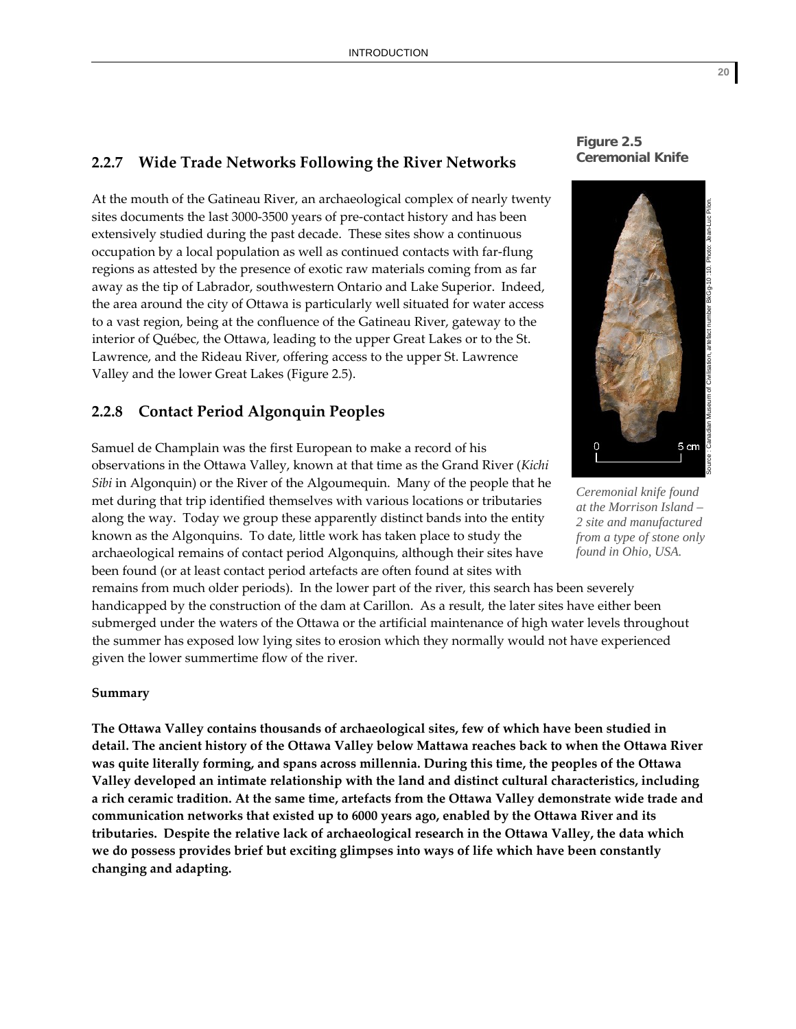### 2.2.7 Wide Trade Networks Following the River Networks

At the mouth of the Gatineau River, an archaeological complex of nearly twenty sites documents the last 3000-3500 years of pre-contact history and has been extensively studied during the past decade. These sites show a continuous occupation by a local population as well as continued contacts with far-flung regions as attested by the presence of exotic raw materials coming from as far away as the tip of Labrador, southwestern Ontario and Lake Superior. Indeed, the area around the city of Ottawa is particularly well situated for water access to a vast region, being at the confluence of the Gatineau River, gateway to the interior of Québec, the Ottawa, leading to the upper Great Lakes or to the St. Lawrence, and the Rideau River, offering access to the upper St. Lawrence Valley and the lower Great Lakes (Figure 2.5).

**Figure 2.5 Ceremonial Knife**

0 5 cm

Source: Canadian Museum of Civilisation, artefact number BkGg-10: 10. Photo: Jean-Luc Pilon.

*Ceremonial knife found at the Morrison Island – 2 site and manufactured from a type of stone only found in Ohio, USA.*

### 2.2.8 Contact Period Algonquin Peoples

Samuel de Champlain was the first European to make a record of his observations in the Ottawa Valley, known at that time as the Grand River (*Kichi Sibi* in Algonquin) or the River of the Algoumequin. Many of the people that he met during that trip identified themselves with various locations or tributaries along the way. Today we group these apparently distinct bands into the entity known as the Algonquins. To date, little work has taken place to study the archaeological remains of contact period Algonquins, although their sites have been found (or at least contact period artefacts are often found at sites with remains from much older periods). In the lower part of the river, this search has been severely handicapped by the construction of the dam at Carillon. As a result, the later sites have either been submerged under the waters of the Ottawa or the artificial maintenance of high water levels throughout the summer has exposed low lying sites to erosion which they normally would not have experienced given the lower summertime flow of the river.

**Summary**

**The Ottawa Valley contains thousands of archaeological sites, few of which have been studied in detail. The ancient history of the Ottawa Valley below Mattawa reaches back to when the Ottawa River was quite literally forming, and spans across millennia. During this time, the peoples of the Ottawa Valley developed an intimate relationship with the land and distinct cultural characteristics, including a rich ceramic tradition. At the same time, artefacts from the Ottawa Valley demonstrate wide trade and communication networks that existed up to 6000 years ago, enabled by the Ottawa River and its tributaries. Despite the relative lack of archaeological research in the Ottawa Valley, the data which we do possess provides brief but exciting glimpses into ways of life which have been constantly changing and adapting.**